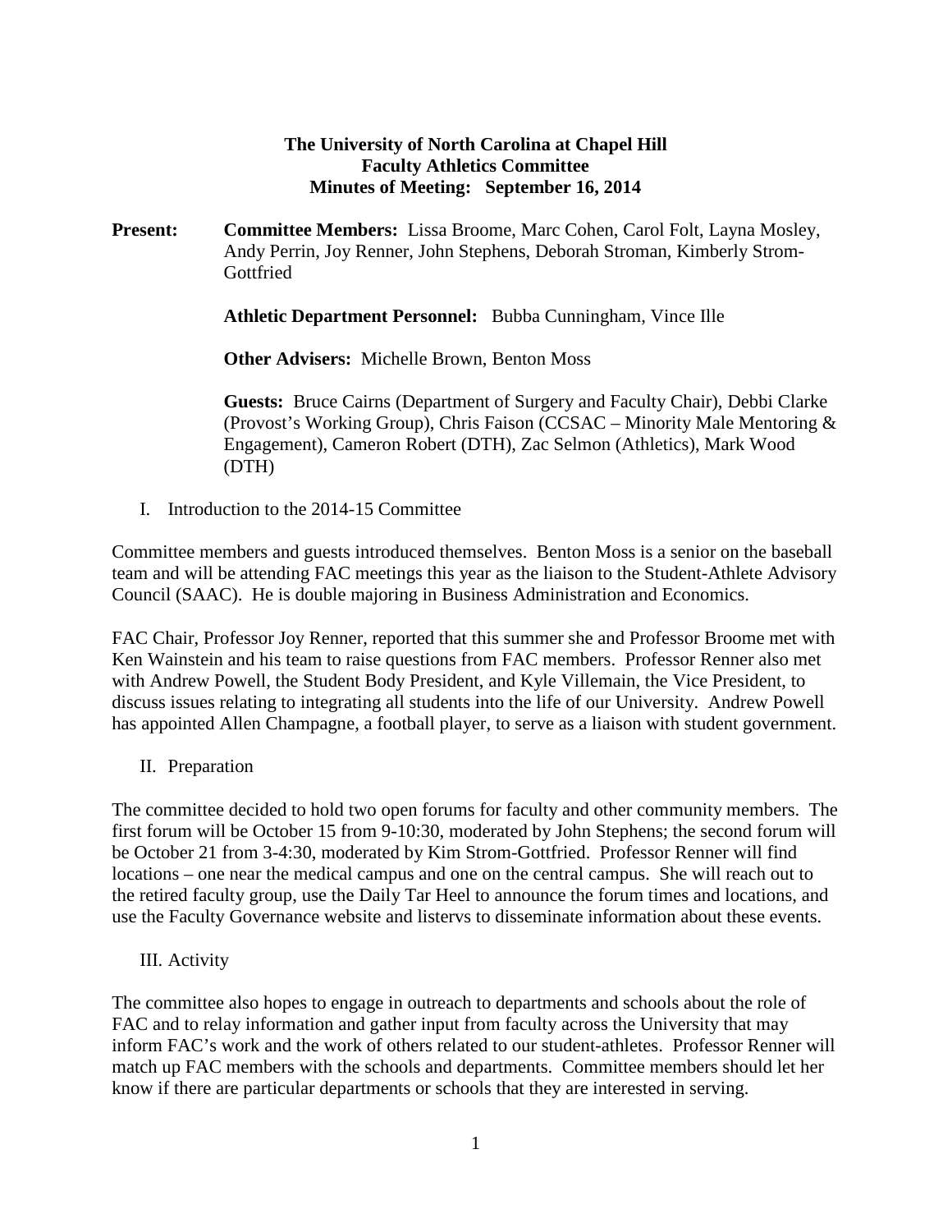**The University of North Carolina at Chapel Hill**
**Faculty Athletics Committee**
**Minutes of Meeting: September 16, 2014**

**Present:** **Committee Members:** Lissa Broome, Marc Cohen, Carol Folt, Layna Mosley, Andy Perrin, Joy Renner, John Stephens, Deborah Stroman, Kimberly Strom-Gottfried

**Athletic Department Personnel:** Bubba Cunningham, Vince Ille

**Other Advisers:** Michelle Brown, Benton Moss

**Guests:** Bruce Cairns (Department of Surgery and Faculty Chair), Debbi Clarke (Provost's Working Group), Chris Faison (CCSAC – Minority Male Mentoring & Engagement), Cameron Robert (DTH), Zac Selmon (Athletics), Mark Wood (DTH)

I. Introduction to the 2014-15 Committee

Committee members and guests introduced themselves. Benton Moss is a senior on the baseball team and will be attending FAC meetings this year as the liaison to the Student-Athlete Advisory Council (SAAC). He is double majoring in Business Administration and Economics.

FAC Chair, Professor Joy Renner, reported that this summer she and Professor Broome met with Ken Wainstein and his team to raise questions from FAC members. Professor Renner also met with Andrew Powell, the Student Body President, and Kyle Villemain, the Vice President, to discuss issues relating to integrating all students into the life of our University. Andrew Powell has appointed Allen Champagne, a football player, to serve as a liaison with student government.

II. Preparation

The committee decided to hold two open forums for faculty and other community members. The first forum will be October 15 from 9-10:30, moderated by John Stephens; the second forum will be October 21 from 3-4:30, moderated by Kim Strom-Gottfried. Professor Renner will find locations – one near the medical campus and one on the central campus. She will reach out to the retired faculty group, use the Daily Tar Heel to announce the forum times and locations, and use the Faculty Governance website and listervs to disseminate information about these events.

III. Activity

The committee also hopes to engage in outreach to departments and schools about the role of FAC and to relay information and gather input from faculty across the University that may inform FAC's work and the work of others related to our student-athletes. Professor Renner will match up FAC members with the schools and departments. Committee members should let her know if there are particular departments or schools that they are interested in serving.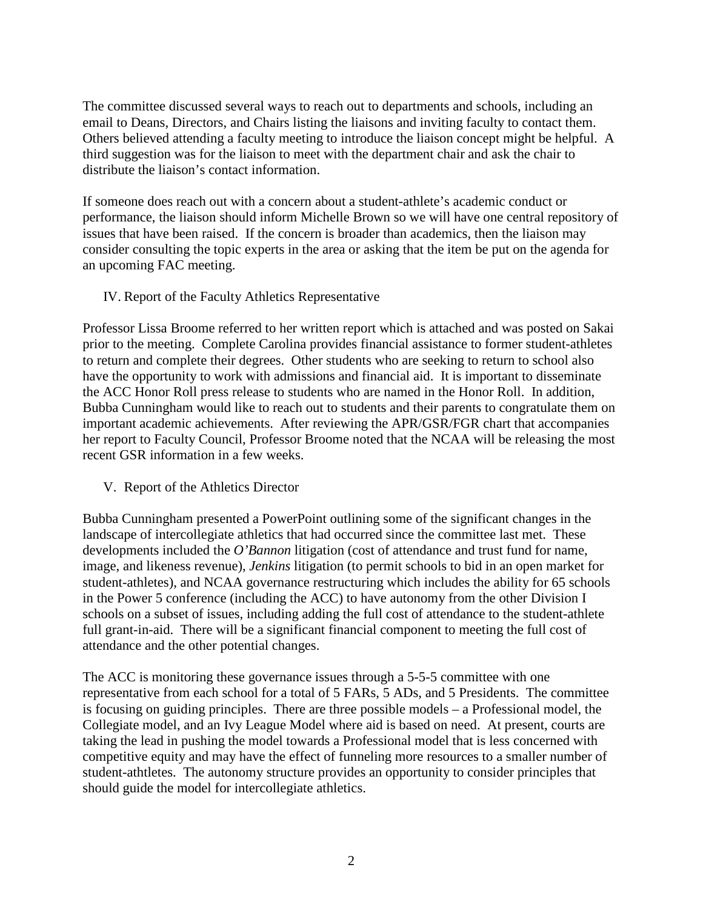The committee discussed several ways to reach out to departments and schools, including an email to Deans, Directors, and Chairs listing the liaisons and inviting faculty to contact them. Others believed attending a faculty meeting to introduce the liaison concept might be helpful. A third suggestion was for the liaison to meet with the department chair and ask the chair to distribute the liaison's contact information.

If someone does reach out with a concern about a student-athlete's academic conduct or performance, the liaison should inform Michelle Brown so we will have one central repository of issues that have been raised. If the concern is broader than academics, then the liaison may consider consulting the topic experts in the area or asking that the item be put on the agenda for an upcoming FAC meeting.

## IV. Report of the Faculty Athletics Representative

Professor Lissa Broome referred to her written report which is attached and was posted on Sakai prior to the meeting. Complete Carolina provides financial assistance to former student-athletes to return and complete their degrees. Other students who are seeking to return to school also have the opportunity to work with admissions and financial aid. It is important to disseminate the ACC Honor Roll press release to students who are named in the Honor Roll. In addition, Bubba Cunningham would like to reach out to students and their parents to congratulate them on important academic achievements. After reviewing the APR/GSR/FGR chart that accompanies her report to Faculty Council, Professor Broome noted that the NCAA will be releasing the most recent GSR information in a few weeks.

## V. Report of the Athletics Director

Bubba Cunningham presented a PowerPoint outlining some of the significant changes in the landscape of intercollegiate athletics that had occurred since the committee last met. These developments included the *O'Bannon* litigation (cost of attendance and trust fund for name, image, and likeness revenue), *Jenkins* litigation (to permit schools to bid in an open market for student-athletes), and NCAA governance restructuring which includes the ability for 65 schools in the Power 5 conference (including the ACC) to have autonomy from the other Division I schools on a subset of issues, including adding the full cost of attendance to the student-athlete full grant-in-aid. There will be a significant financial component to meeting the full cost of attendance and the other potential changes.

The ACC is monitoring these governance issues through a 5-5-5 committee with one representative from each school for a total of 5 FARs, 5 ADs, and 5 Presidents. The committee is focusing on guiding principles. There are three possible models – a Professional model, the Collegiate model, and an Ivy League Model where aid is based on need. At present, courts are taking the lead in pushing the model towards a Professional model that is less concerned with competitive equity and may have the effect of funneling more resources to a smaller number of student-athtletes. The autonomy structure provides an opportunity to consider principles that should guide the model for intercollegiate athletics.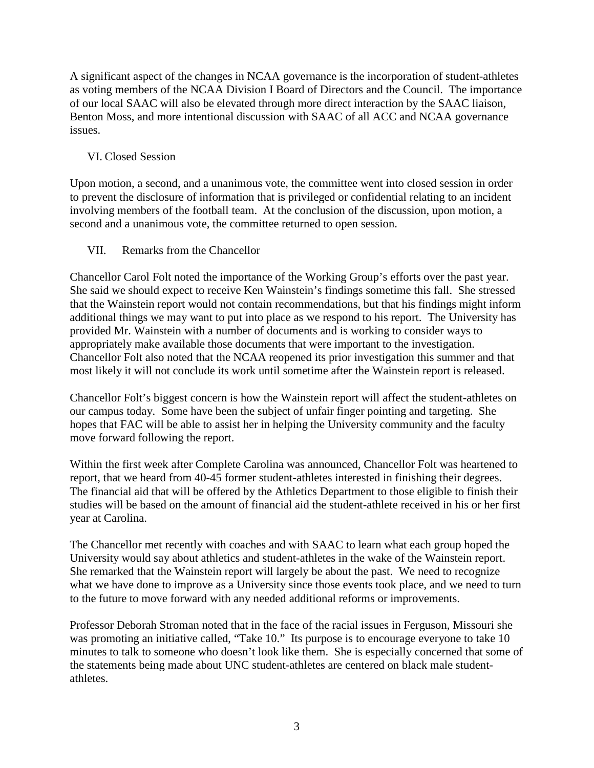A significant aspect of the changes in NCAA governance is the incorporation of student-athletes as voting members of the NCAA Division I Board of Directors and the Council. The importance of our local SAAC will also be elevated through more direct interaction by the SAAC liaison, Benton Moss, and more intentional discussion with SAAC of all ACC and NCAA governance issues.

## VI. Closed Session

Upon motion, a second, and a unanimous vote, the committee went into closed session in order to prevent the disclosure of information that is privileged or confidential relating to an incident involving members of the football team. At the conclusion of the discussion, upon motion, a second and a unanimous vote, the committee returned to open session.

## VII. Remarks from the Chancellor

Chancellor Carol Folt noted the importance of the Working Group's efforts over the past year. She said we should expect to receive Ken Wainstein's findings sometime this fall. She stressed that the Wainstein report would not contain recommendations, but that his findings might inform additional things we may want to put into place as we respond to his report. The University has provided Mr. Wainstein with a number of documents and is working to consider ways to appropriately make available those documents that were important to the investigation. Chancellor Folt also noted that the NCAA reopened its prior investigation this summer and that most likely it will not conclude its work until sometime after the Wainstein report is released.

Chancellor Folt's biggest concern is how the Wainstein report will affect the student-athletes on our campus today. Some have been the subject of unfair finger pointing and targeting. She hopes that FAC will be able to assist her in helping the University community and the faculty move forward following the report.

Within the first week after Complete Carolina was announced, Chancellor Folt was heartened to report, that we heard from 40-45 former student-athletes interested in finishing their degrees. The financial aid that will be offered by the Athletics Department to those eligible to finish their studies will be based on the amount of financial aid the student-athlete received in his or her first year at Carolina.

The Chancellor met recently with coaches and with SAAC to learn what each group hoped the University would say about athletics and student-athletes in the wake of the Wainstein report. She remarked that the Wainstein report will largely be about the past. We need to recognize what we have done to improve as a University since those events took place, and we need to turn to the future to move forward with any needed additional reforms or improvements.

Professor Deborah Stroman noted that in the face of the racial issues in Ferguson, Missouri she was promoting an initiative called, "Take 10." Its purpose is to encourage everyone to take 10 minutes to talk to someone who doesn't look like them. She is especially concerned that some of the statements being made about UNC student-athletes are centered on black male student-athletes.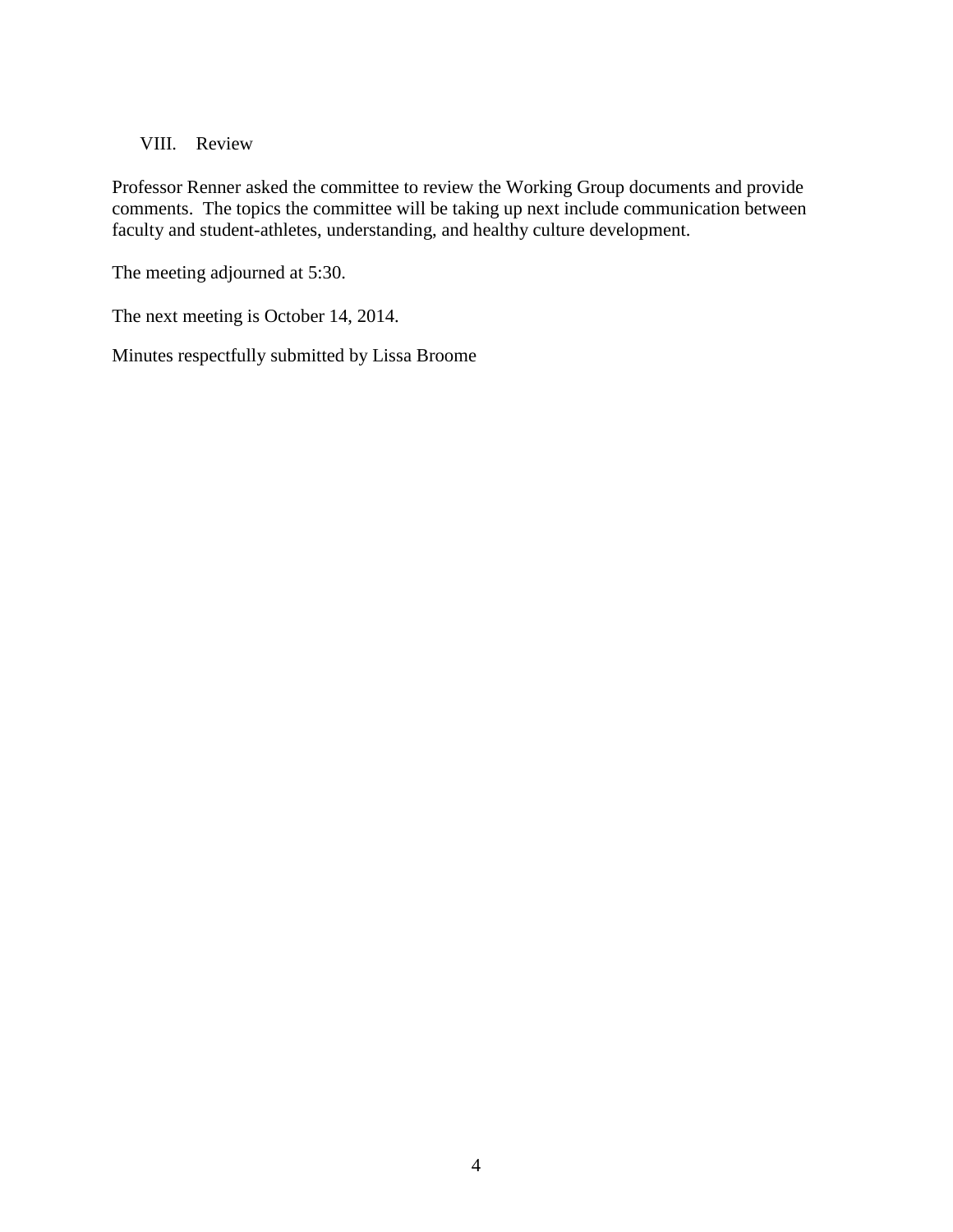## VIII. Review

Professor Renner asked the committee to review the Working Group documents and provide comments. The topics the committee will be taking up next include communication between faculty and student-athletes, understanding, and healthy culture development.

The meeting adjourned at 5:30.

The next meeting is October 14, 2014.

Minutes respectfully submitted by Lissa Broome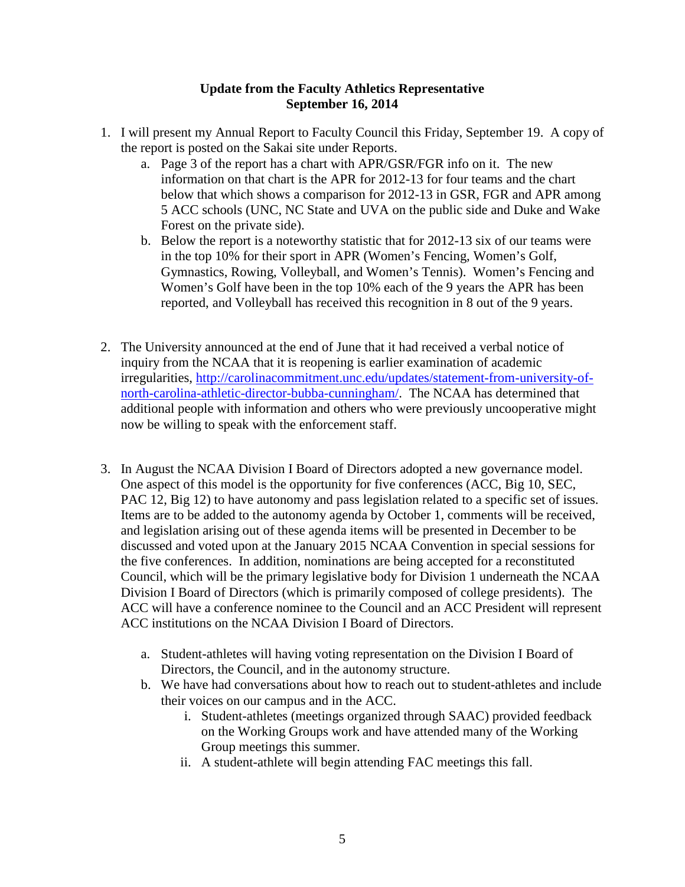**Update from the Faculty Athletics Representative**
**September 16, 2014**

1. I will present my Annual Report to Faculty Council this Friday, September 19. A copy of the report is posted on the Sakai site under Reports.
   a. Page 3 of the report has a chart with APR/GSR/FGR info on it. The new information on that chart is the APR for 2012-13 for four teams and the chart below that which shows a comparison for 2012-13 in GSR, FGR and APR among 5 ACC schools (UNC, NC State and UVA on the public side and Duke and Wake Forest on the private side).
   b. Below the report is a noteworthy statistic that for 2012-13 six of our teams were in the top 10% for their sport in APR (Women's Fencing, Women's Golf, Gymnastics, Rowing, Volleyball, and Women's Tennis). Women's Fencing and Women's Golf have been in the top 10% each of the 9 years the APR has been reported, and Volleyball has received this recognition in 8 out of the 9 years.

2. The University announced at the end of June that it had received a verbal notice of inquiry from the NCAA that it is reopening is earlier examination of academic irregularities, [http://carolinacommitment.unc.edu/updates/statement-from-university-of-north-carolina-athletic-director-bubba-cunningham/](http://carolinacommitment.unc.edu/updates/statement-from-university-of-north-carolina-athletic-director-bubba-cunningham/). The NCAA has determined that additional people with information and others who were previously uncooperative might now be willing to speak with the enforcement staff.

3. In August the NCAA Division I Board of Directors adopted a new governance model. One aspect of this model is the opportunity for five conferences (ACC, Big 10, SEC, PAC 12, Big 12) to have autonomy and pass legislation related to a specific set of issues. Items are to be added to the autonomy agenda by October 1, comments will be received, and legislation arising out of these agenda items will be presented in December to be discussed and voted upon at the January 2015 NCAA Convention in special sessions for the five conferences. In addition, nominations are being accepted for a reconstituted Council, which will be the primary legislative body for Division 1 underneath the NCAA Division I Board of Directors (which is primarily composed of college presidents). The ACC will have a conference nominee to the Council and an ACC President will represent ACC institutions on the NCAA Division I Board of Directors.

   a. Student-athletes will having voting representation on the Division I Board of Directors, the Council, and in the autonomy structure.
   b. We have had conversations about how to reach out to student-athletes and include their voices on our campus and in the ACC.
      i. Student-athletes (meetings organized through SAAC) provided feedback on the Working Groups work and have attended many of the Working Group meetings this summer.
      ii. A student-athlete will begin attending FAC meetings this fall.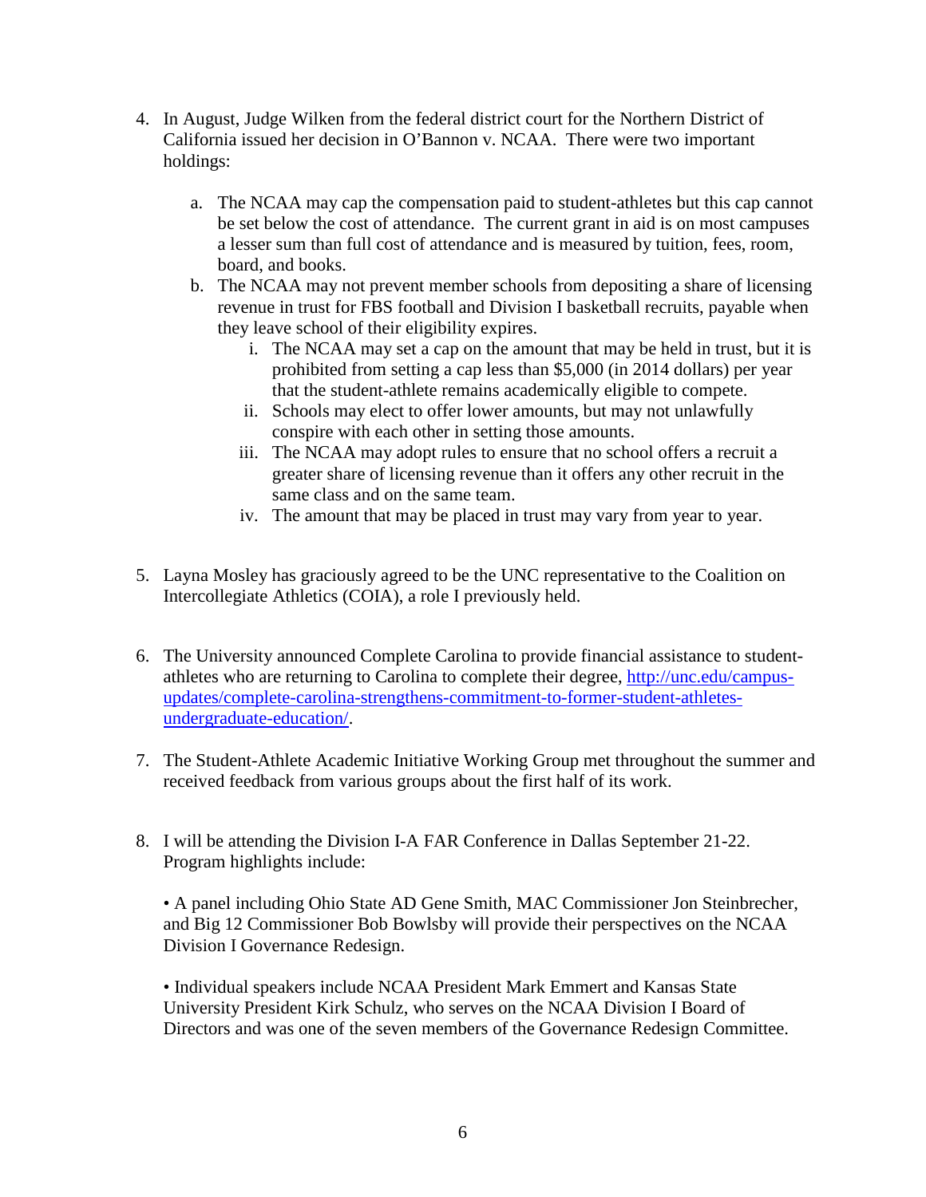4. In August, Judge Wilken from the federal district court for the Northern District of California issued her decision in O'Bannon v. NCAA. There were two important holdings:

   a. The NCAA may cap the compensation paid to student-athletes but this cap cannot be set below the cost of attendance. The current grant in aid is on most campuses a lesser sum than full cost of attendance and is measured by tuition, fees, room, board, and books.
   b. The NCAA may not prevent member schools from depositing a share of licensing revenue in trust for FBS football and Division I basketball recruits, payable when they leave school of their eligibility expires.
      i. The NCAA may set a cap on the amount that may be held in trust, but it is prohibited from setting a cap less than $5,000 (in 2014 dollars) per year that the student-athlete remains academically eligible to compete.
      ii. Schools may elect to offer lower amounts, but may not unlawfully conspire with each other in setting those amounts.
      iii. The NCAA may adopt rules to ensure that no school offers a recruit a greater share of licensing revenue than it offers any other recruit in the same class and on the same team.
      iv. The amount that may be placed in trust may vary from year to year.

5. Layna Mosley has graciously agreed to be the UNC representative to the Coalition on Intercollegiate Athletics (COIA), a role I previously held.

6. The University announced Complete Carolina to provide financial assistance to student-athletes who are returning to Carolina to complete their degree, [http://unc.edu/campus-updates/complete-carolina-strengthens-commitment-to-former-student-athletes-undergraduate-education/](http://unc.edu/campus-updates/complete-carolina-strengthens-commitment-to-former-student-athletes-undergraduate-education/).

7. The Student-Athlete Academic Initiative Working Group met throughout the summer and received feedback from various groups about the first half of its work.

8. I will be attending the Division I-A FAR Conference in Dallas September 21-22. Program highlights include:

   • A panel including Ohio State AD Gene Smith, MAC Commissioner Jon Steinbrecher, and Big 12 Commissioner Bob Bowlsby will provide their perspectives on the NCAA Division I Governance Redesign.

   • Individual speakers include NCAA President Mark Emmert and Kansas State University President Kirk Schulz, who serves on the NCAA Division I Board of Directors and was one of the seven members of the Governance Redesign Committee.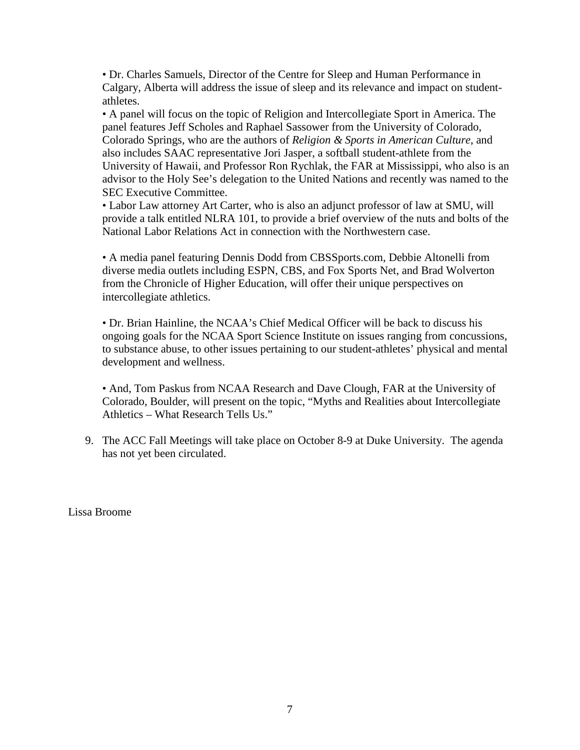• Dr. Charles Samuels, Director of the Centre for Sleep and Human Performance in Calgary, Alberta will address the issue of sleep and its relevance and impact on student-athletes.
• A panel will focus on the topic of Religion and Intercollegiate Sport in America. The panel features Jeff Scholes and Raphael Sassower from the University of Colorado, Colorado Springs, who are the authors of *Religion & Sports in American Culture*, and also includes SAAC representative Jori Jasper, a softball student-athlete from the University of Hawaii, and Professor Ron Rychlak, the FAR at Mississippi, who also is an advisor to the Holy See's delegation to the United Nations and recently was named to the SEC Executive Committee.
• Labor Law attorney Art Carter, who is also an adjunct professor of law at SMU, will provide a talk entitled NLRA 101, to provide a brief overview of the nuts and bolts of the National Labor Relations Act in connection with the Northwestern case.

• A media panel featuring Dennis Dodd from CBSSports.com, Debbie Altonelli from diverse media outlets including ESPN, CBS, and Fox Sports Net, and Brad Wolverton from the Chronicle of Higher Education, will offer their unique perspectives on intercollegiate athletics.

• Dr. Brian Hainline, the NCAA's Chief Medical Officer will be back to discuss his ongoing goals for the NCAA Sport Science Institute on issues ranging from concussions, to substance abuse, to other issues pertaining to our student-athletes' physical and mental development and wellness.

• And, Tom Paskus from NCAA Research and Dave Clough, FAR at the University of Colorado, Boulder, will present on the topic, "Myths and Realities about Intercollegiate Athletics – What Research Tells Us."

9. The ACC Fall Meetings will take place on October 8-9 at Duke University. The agenda has not yet been circulated.

Lissa Broome